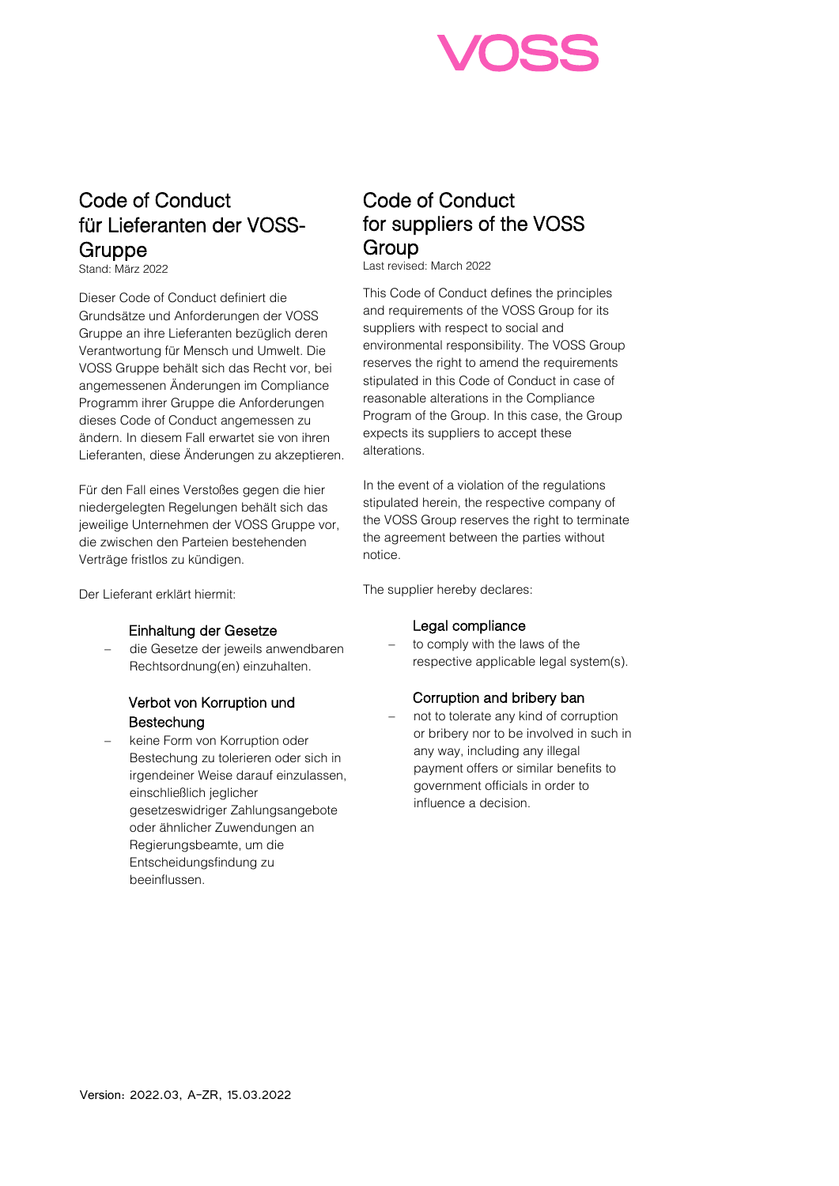VOSS

# Code of Conduct für Lieferanten der VOSS-Gruppe

Stand: März 2022

Dieser Code of Conduct definiert die Grundsätze und Anforderungen der VOSS Gruppe an ihre Lieferanten bezüglich deren Verantwortung für Mensch und Umwelt. Die VOSS Gruppe behält sich das Recht vor, bei angemessenen Änderungen im Compliance Programm ihrer Gruppe die Anforderungen dieses Code of Conduct angemessen zu ändern. In diesem Fall erwartet sie von ihren Lieferanten, diese Änderungen zu akzeptieren.

Für den Fall eines Verstoßes gegen die hier niedergelegten Regelungen behält sich das jeweilige Unternehmen der VOSS Gruppe vor, die zwischen den Parteien bestehenden Verträge fristlos zu kündigen.

Der Lieferant erklärt hiermit:

### Einhaltung der Gesetze

- die Gesetze der jeweils anwendbaren Rechtsordnung(en) einzuhalten.

### Verbot von Korruption und Bestechung

- keine Form von Korruption oder Bestechung zu tolerieren oder sich in irgendeiner Weise darauf einzulassen, einschließlich jeglicher gesetzeswidriger Zahlungsangebote oder ähnlicher Zuwendungen an Regierungsbeamte, um die Entscheidungsfindung zu beeinflussen.

# Code of Conduct for suppliers of the VOSS Group

Last revised: March 2022

This Code of Conduct defines the principles and requirements of the VOSS Group for its suppliers with respect to social and environmental responsibility. The VOSS Group reserves the right to amend the requirements stipulated in this Code of Conduct in case of reasonable alterations in the Compliance Program of the Group. In this case, the Group expects its suppliers to accept these alterations.

In the event of a violation of the regulations stipulated herein, the respective company of the VOSS Group reserves the right to terminate the agreement between the parties without notice.

The supplier hereby declares:

### Legal compliance

- to comply with the laws of the respective applicable legal system(s).

### Corruption and bribery ban

- not to tolerate any kind of corruption or bribery nor to be involved in such in any way, including any illegal payment offers or similar benefits to government officials in order to influence a decision.

Version: 2022.03, A-ZR, 15.03.2022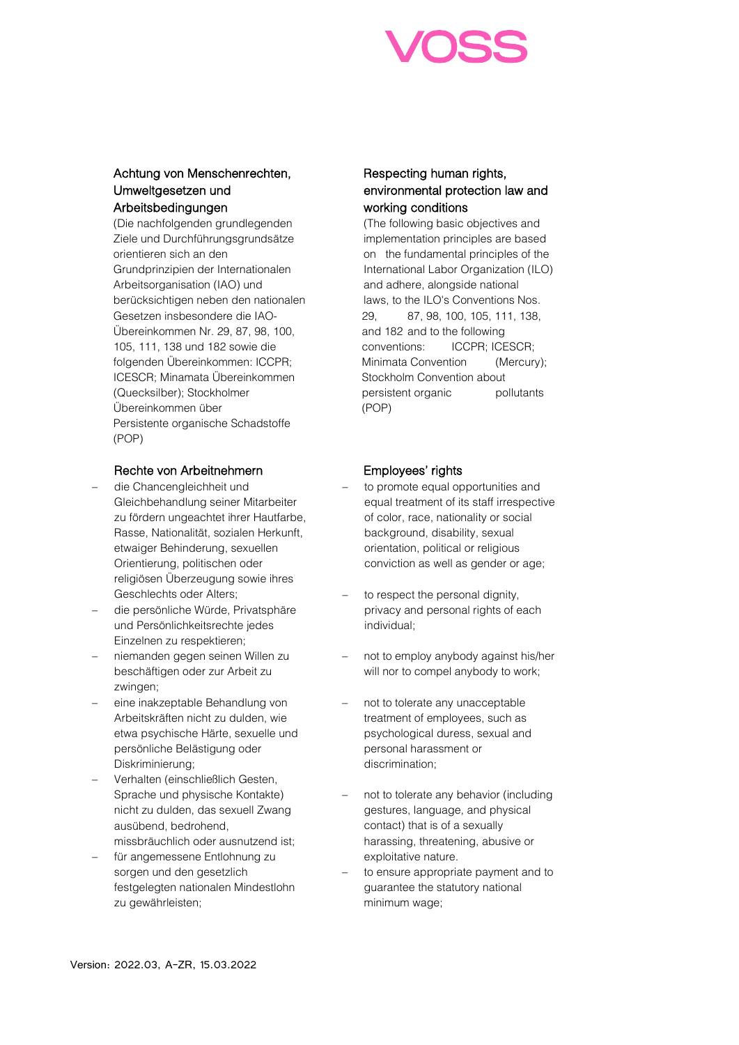## Achtung von Menschenrechten, Umweltgesetzen und Arbeitsbedingungen

(Die nachfolgenden grundlegenden Ziele und Durchführungsgrundsätze orientieren sich an den Grundprinzipien der Internationalen Arbeitsorganisation (IAO) und berücksichtigen neben den nationalen Gesetzen insbesondere die IAO-Übereinkommen Nr. 29, 87, 98, 100, 105, 111, 138 und 182 sowie die folgenden Übereinkommen: ICCPR; ICESCR; Minamata Übereinkommen (Quecksilber); Stockholmer Übereinkommen über Persistente organische Schadstoffe (POP)

## Rechte von Arbeitnehmern

- die Chancengleichheit und Gleichbehandlung seiner Mitarbeiter zu fördern ungeachtet ihrer Hautfarbe, Rasse, Nationalität, sozialen Herkunft, etwaiger Behinderung, sexuellen Orientierung, politischen oder religiösen Überzeugung sowie ihres Geschlechts oder Alters;
- die persönliche Würde, Privatsphäre und Persönlichkeitsrechte jedes Einzelnen zu respektieren;
- niemanden gegen seinen Willen zu beschäftigen oder zur Arbeit zu zwingen;
- eine inakzeptable Behandlung von Arbeitskräften nicht zu dulden, wie etwa psychische Härte, sexuelle und persönliche Belästigung oder Diskriminierung;
- Verhalten (einschließlich Gesten, Sprache und physische Kontakte) nicht zu dulden, das sexuell Zwang ausübend, bedrohend, missbräuchlich oder ausnutzend ist;
- für angemessene Entlohnung zu sorgen und den gesetzlich festgelegten nationalen Mindestlohn zu gewährleisten;

## Respecting human rights, environmental protection law and working conditions

(The following basic objectives and implementation principles are based on the fundamental principles of the International Labor Organization (ILO) and adhere, alongside national laws, to the ILO's Conventions Nos. 29, 87, 98, 100, 105, 111, 138, and 182 and to the following conventions: ICCPR; ICESCR; Minimata Convention (Mercury); Stockholm Convention about persistent organic pollutants (POP)

## Employees' rights

- to promote equal opportunities and equal treatment of its staff irrespective of color, race, nationality or social background, disability, sexual orientation, political or religious conviction as well as gender or age;
- to respect the personal dignity, privacy and personal rights of each individual;
- not to employ anybody against his/her will nor to compel anybody to work;
- not to tolerate any unacceptable treatment of employees, such as psychological duress, sexual and personal harassment or discrimination;
- not to tolerate any behavior (including gestures, language, and physical contact) that is of a sexually harassing, threatening, abusive or exploitative nature.
- to ensure appropriate payment and to guarantee the statutory national minimum wage;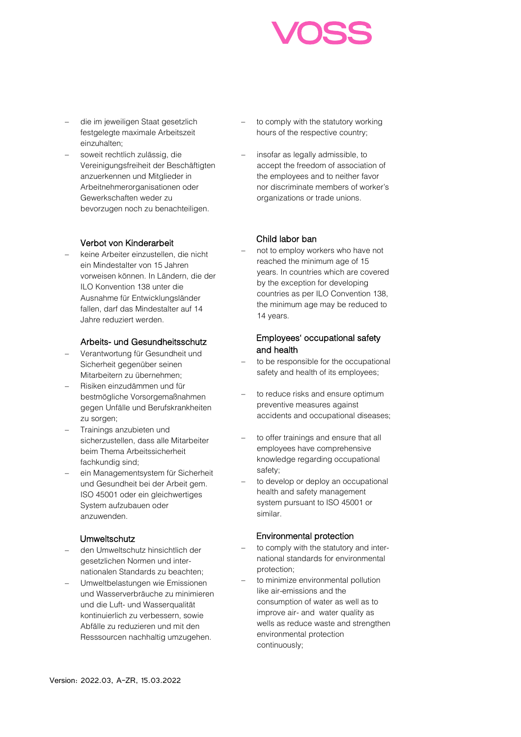- die im jeweiligen Staat gesetzlich festgelegte maximale Arbeitszeit einzuhalten;
- soweit rechtlich zulässig, die Vereinigungsfreiheit der Beschäftigten anzuerkennen und Mitglieder in Arbeitnehmerorganisationen oder Gewerkschaften weder zu bevorzugen noch zu benachteiligen.

### Verbot von Kinderarbeit

- keine Arbeiter einzustellen, die nicht ein Mindestalter von 15 Jahren vorweisen können. In Ländern, die der ILO Konvention 138 unter die Ausnahme für Entwicklungsländer fallen, darf das Mindestalter auf 14 Jahre reduziert werden.

### Arbeits- und Gesundheitsschutz

- Verantwortung für Gesundheit und Sicherheit gegenüber seinen Mitarbeitern zu übernehmen;
- Risiken einzudämmen und für bestmögliche Vorsorgemaßnahmen gegen Unfälle und Berufskrankheiten zu sorgen;
- Trainings anzubieten und sicherzustellen, dass alle Mitarbeiter beim Thema Arbeitssicherheit fachkundig sind;
- ein Managementsystem für Sicherheit und Gesundheit bei der Arbeit gem. ISO 45001 oder ein gleichwertiges System aufzubauen oder anzuwenden.

### Umweltschutz

- den Umweltschutz hinsichtlich der gesetzlichen Normen und internationalen Standards zu beachten;
- Umweltbelastungen wie Emissionen und Wasserverbräuche zu minimieren und die Luft- und Wasserqualität kontinuierlich zu verbessern, sowie Abfälle zu reduzieren und mit den Resssourcen nachhaltig umzugehen.

---

- to comply with the statutory working hours of the respective country;
- insofar as legally admissible, to accept the freedom of association of the employees and to neither favor nor discriminate members of worker's organizations or trade unions.

### Child labor ban

- not to employ workers who have not reached the minimum age of 15 years. In countries which are covered by the exception for developing countries as per ILO Convention 138, the minimum age may be reduced to 14 years.

### Employees' occupational safety and health

- to be responsible for the occupational safety and health of its employees;
- to reduce risks and ensure optimum preventive measures against accidents and occupational diseases;
- to offer trainings and ensure that all employees have comprehensive knowledge regarding occupational safety;
- to develop or deploy an occupational health and safety management system pursuant to ISO 45001 or similar.

### Environmental protection

- to comply with the statutory and international standards for environmental protection;
- to minimize environmental pollution like air-emissions and the consumption of water as well as to improve air- and water quality as wells as reduce waste and strengthen environmental protection continuously;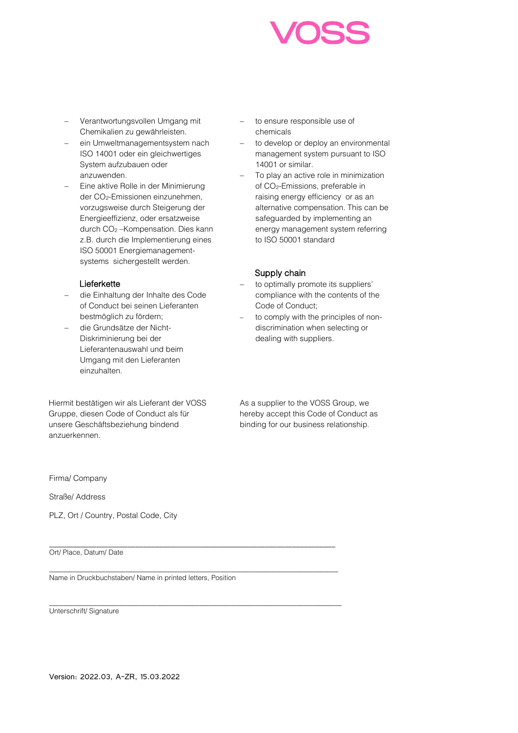VOSS

- Verantwortungsvollen Umgang mit Chemikalien zu gewährleisten.
- ein Umweltmanagementsystem nach ISO 14001 oder ein gleichwertiges System aufzubauen oder anzuwenden.
- Eine aktive Rolle in der Minimierung der $CO_2$-Emissionen einzunehmen, vorzugsweise durch Steigerung der Energieeffizienz, oder ersatzweise durch $CO_2$ –Kompensation. Dies kann z.B. durch die Implementierung eines ISO 50001 Energiemanagement-systems sichergestellt werden.

### Lieferkette

- die Einhaltung der Inhalte des Code of Conduct bei seinen Lieferanten bestmöglich zu fördern;
- die Grundsätze der Nicht-Diskriminierung bei der Lieferantenauswahl und beim Umgang mit den Lieferanten einzuhalten.

- to ensure responsible use of chemicals
- to develop or deploy an environmental management system pursuant to ISO 14001 or similar.
- To play an active role in minimization of $CO_2$-Emissions, preferable in raising energy efficiency or as an alternative compensation. This can be safeguarded by implementing an energy management system referring to ISO 50001 standard

### Supply chain

- to optimally promote its suppliers' compliance with the contents of the Code of Conduct;
- to comply with the principles of non-discrimination when selecting or dealing with suppliers.

Hiermit bestätigen wir als Lieferant der VOSS Gruppe, diesen Code of Conduct als für unsere Geschäftsbeziehung bindend anzuerkennen.

As a supplier to the VOSS Group, we hereby accept this Code of Conduct as binding for our business relationship.

Firma/ Company

Straße/ Address

PLZ, Ort / Country, Postal Code, City

\_\_\_\_\_\_\_\_\_\_\_\_\_\_\_\_\_\_\_\_\_\_\_\_\_\_\_\_\_\_\_\_\_\_\_\_\_\_\_\_\_\_\_\_\_\_\_\_\_\_\_\_\_\_\_\_\_\_\_\_

Ort/ Place, Datum/ Date

\_\_\_\_\_\_\_\_\_\_\_\_\_\_\_\_\_\_\_\_\_\_\_\_\_\_\_\_\_\_\_\_\_\_\_\_\_\_\_\_\_\_\_\_\_\_\_\_\_\_\_\_\_\_\_\_\_\_\_\_

Name in Druckbuchstaben/ Name in printed letters, Position

\_\_\_\_\_\_\_\_\_\_\_\_\_\_\_\_\_\_\_\_\_\_\_\_\_\_\_\_\_\_\_\_\_\_\_\_\_\_\_\_\_\_\_\_\_\_\_\_\_\_\_\_\_\_\_\_\_\_\_\_

Unterschrift/ Signature

Version: 2022.03, A-ZR, 15.03.2022